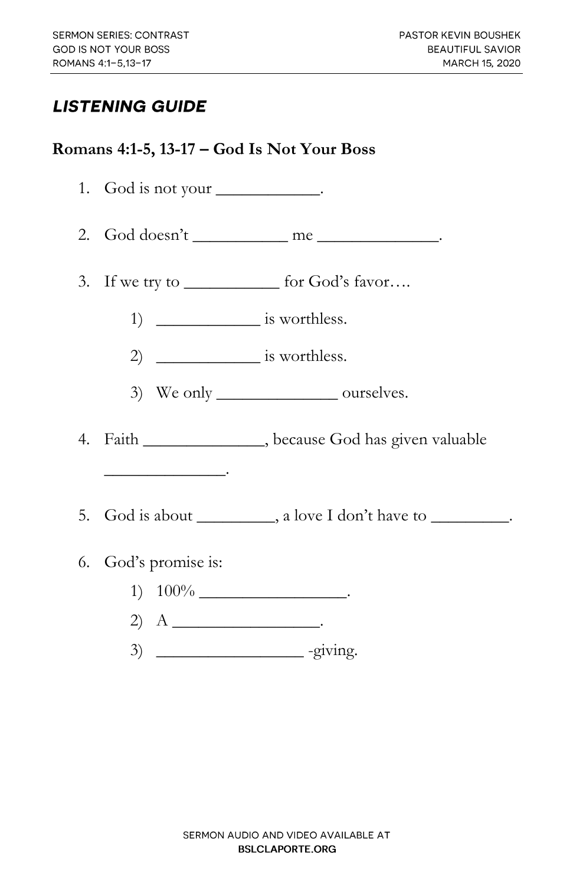## *LISTENING GUIDE*

### Romans 4:1-5, 13-17 – God Is Not Your Boss

1. God is not your ____________.

2. God doesn't ___________ me ______________.

3. If we try to ___________ for God's favor….

    1) ____________ is worthless.

    2) ____________ is worthless.

    3) We only ______________ ourselves.

4. Faith ______________, because God has given valuable ______________.

5. God is about _________, a love I don't have to _________.

6. God's promise is:

    1) 100% _________________.

    2) A _________________.

    3) _________________ -giving.

SERMON AUDIO AND VIDEO AVAILABLE AT **BSLCLAPORTE.ORG**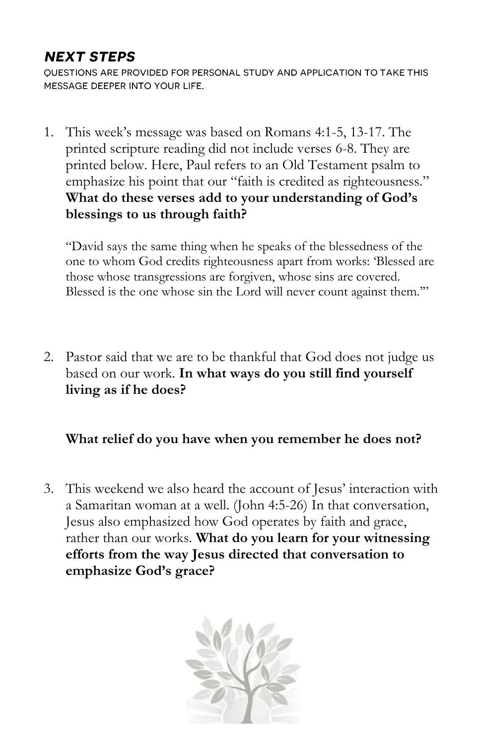## *NEXT STEPS*

QUESTIONS ARE PROVIDED FOR PERSONAL STUDY AND APPLICATION TO TAKE THIS MESSAGE DEEPER INTO YOUR LIFE.

1. This week's message was based on Romans 4:1-5, 13-17. The printed scripture reading did not include verses 6-8. They are printed below. Here, Paul refers to an Old Testament psalm to emphasize his point that our "faith is credited as righteousness." **What do these verses add to your understanding of God's blessings to us through faith?**

   "David says the same thing when he speaks of the blessedness of the one to whom God credits righteousness apart from works: 'Blessed are those whose transgressions are forgiven, whose sins are covered. Blessed is the one whose sin the Lord will never count against them.'"

2. Pastor said that we are to be thankful that God does not judge us based on our work. **In what ways do you still find yourself living as if he does?**

   **What relief do you have when you remember he does not?**

3. This weekend we also heard the account of Jesus' interaction with a Samaritan woman at a well. (John 4:5-26) In that conversation, Jesus also emphasized how God operates by faith and grace, rather than our works. **What do you learn for your witnessing efforts from the way Jesus directed that conversation to emphasize God's grace?**